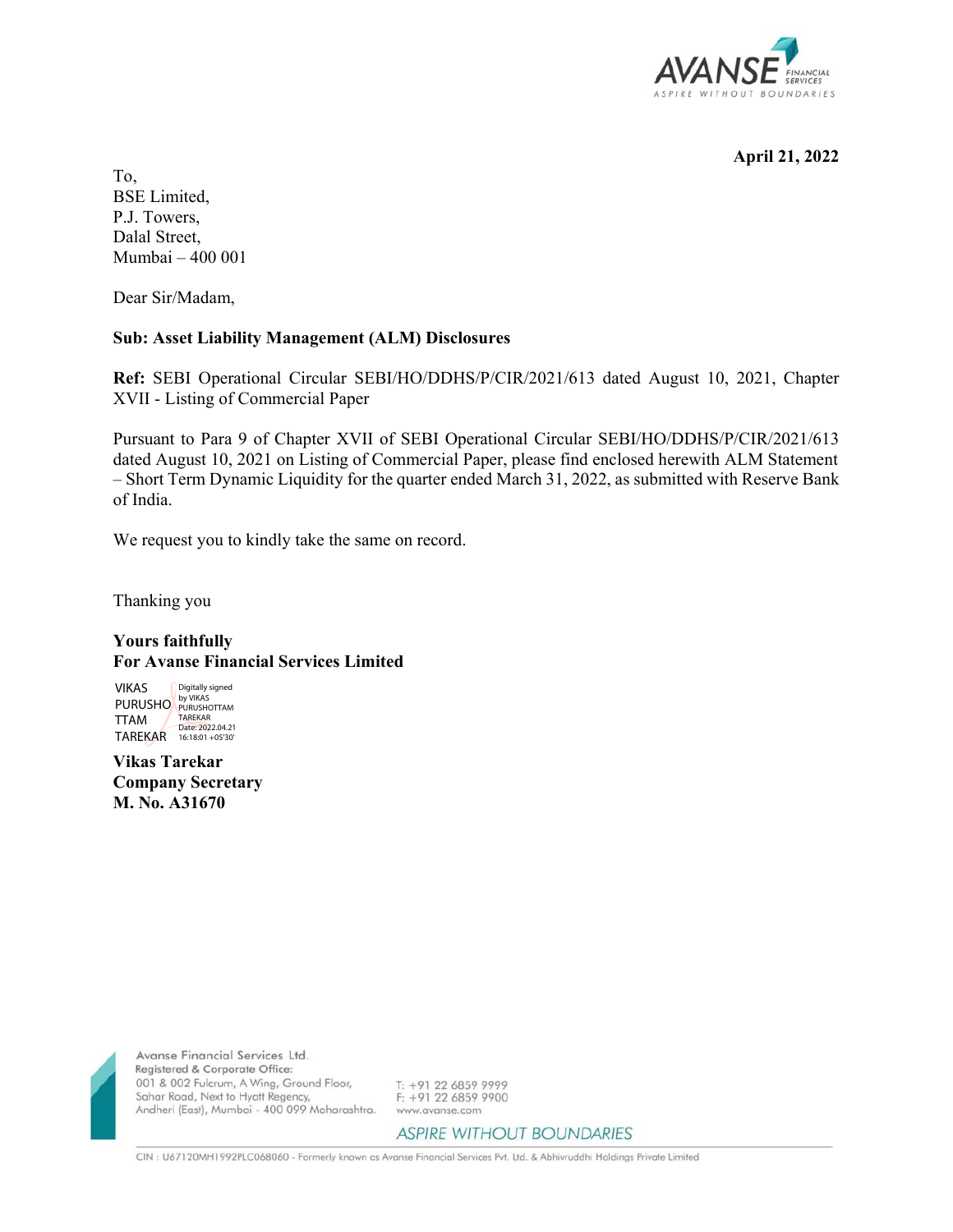April 21, 2022

To,
BSE Limited,
P.J. Towers,
Dalal Street,
Mumbai – 400 001

Dear Sir/Madam,

**Sub: Asset Liability Management (ALM) Disclosures**

**Ref:** SEBI Operational Circular SEBI/HO/DDHS/P/CIR/2021/613 dated August 10, 2021, Chapter XVII - Listing of Commercial Paper

Pursuant to Para 9 of Chapter XVII of SEBI Operational Circular SEBI/HO/DDHS/P/CIR/2021/613 dated August 10, 2021 on Listing of Commercial Paper, please find enclosed herewith ALM Statement – Short Term Dynamic Liquidity for the quarter ended March 31, 2022, as submitted with Reserve Bank of India.

We request you to kindly take the same on record.

Thanking you

**Yours faithfully**
**For Avanse Financial Services Limited**

VIKAS PURUSHOTTAM TAREKAR
Digitally signed by VIKAS PURUSHOTTAM TAREKAR
Date: 2022.04.21 16:18:01 +05'30'

**Vikas Tarekar**
**Company Secretary**
**M. No. A31670**

Avanse Financial Services Ltd.
Registered & Corporate Office:
001 & 002 Fulcrum, A Wing, Ground Floor,
Sahar Road, Next to Hyatt Regency,
Andheri (East), Mumbai - 400 099 Maharashtra.

T: +91 22 6859 9999
F: +91 22 6859 9900
www.avanse.com

ASPIRE WITHOUT BOUNDARIES

CIN : U67120MH1992PLC068060 - Formerly known as Avanse Financial Services Pvt. Ltd. & Abhivruddhi Holdings Private Limited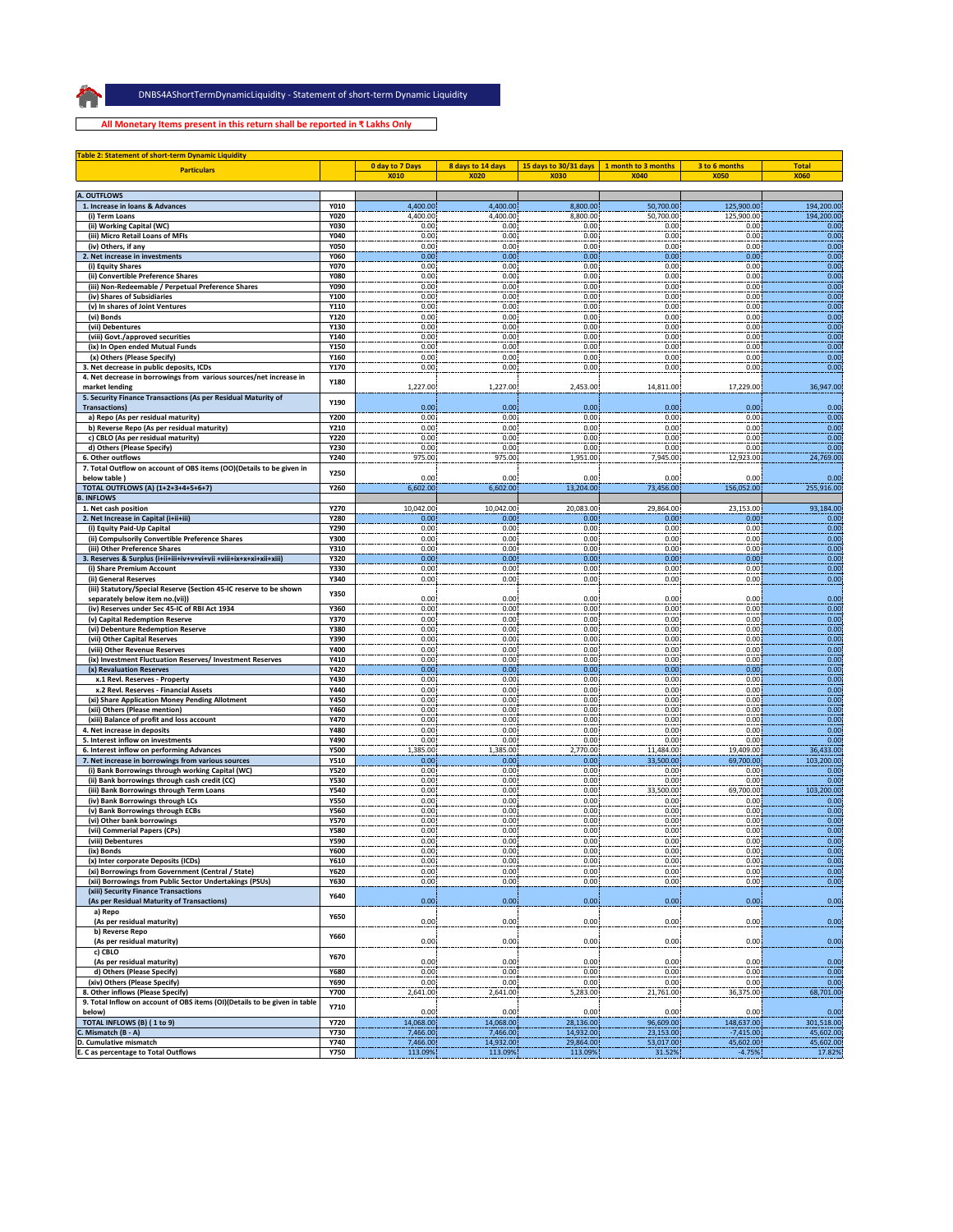DNBS4AShortTermDynamicLiquidity - Statement of short-term Dynamic Liquidity

**All Monetary Items present in this return shall be reported in ₹ Lakhs Only**

**Table 2: Statement of short-term Dynamic Liquidity**

| Particulars | | 0 day to 7 Days | 8 days to 14 days | 15 days to 30/31 days | 1 month to 3 months | 3 to 6 months | Total |
|---|---|---|---|---|---|---|---|
| | | X010 | X020 | X030 | X040 | X050 | X060 |
| **A. OUTFLOWS** | | | | | | | |
| 1. Increase in loans & Advances | Y010 | 4,400.00 | 4,400.00 | 8,800.00 | 50,700.00 | 125,900.00 | 194,200.00 |
| (i) Term Loans | Y020 | 4,400.00 | 4,400.00 | 8,800.00 | 50,700.00 | 125,900.00 | 194,200.00 |
| (ii) Working Capital (WC) | Y030 | 0.00 | 0.00 | 0.00 | 0.00 | 0.00 | 0.00 |
| (iii) Micro Retail Loans of MFIs | Y040 | 0.00 | 0.00 | 0.00 | 0.00 | 0.00 | 0.00 |
| (iv) Others, if any | Y050 | 0.00 | 0.00 | 0.00 | 0.00 | 0.00 | 0.00 |
| 2. Net increase in investments | Y060 | 0.00 | 0.00 | 0.00 | 0.00 | 0.00 | 0.00 |
| (i) Equity Shares | Y070 | 0.00 | 0.00 | 0.00 | 0.00 | 0.00 | 0.00 |
| (ii) Convertible Preference Shares | Y080 | 0.00 | 0.00 | 0.00 | 0.00 | 0.00 | 0.00 |
| (iii) Non-Redeemable / Perpetual Preference Shares | Y090 | 0.00 | 0.00 | 0.00 | 0.00 | 0.00 | 0.00 |
| (iv) Shares of Subsidiaries | Y100 | 0.00 | 0.00 | 0.00 | 0.00 | 0.00 | 0.00 |
| (v) In shares of Joint Ventures | Y110 | 0.00 | 0.00 | 0.00 | 0.00 | 0.00 | 0.00 |
| (vi) Bonds | Y120 | 0.00 | 0.00 | 0.00 | 0.00 | 0.00 | 0.00 |
| (vii) Debentures | Y130 | 0.00 | 0.00 | 0.00 | 0.00 | 0.00 | 0.00 |
| (viii) Govt./approved securities | Y140 | 0.00 | 0.00 | 0.00 | 0.00 | 0.00 | 0.00 |
| (ix) In Open ended Mutual Funds | Y150 | 0.00 | 0.00 | 0.00 | 0.00 | 0.00 | 0.00 |
| (x) Others (Please Specify) | Y160 | 0.00 | 0.00 | 0.00 | 0.00 | 0.00 | 0.00 |
| 3. Net decrease in public deposits, ICDs | Y170 | 0.00 | 0.00 | 0.00 | 0.00 | 0.00 | 0.00 |
| 4. Net decrease in borrowings from various sources/net increase in market lending | Y180 | 1,227.00 | 1,227.00 | 2,453.00 | 14,811.00 | 17,229.00 | 36,947.00 |
| 5. Security Finance Transactions (As per Residual Maturity of Transactions) | Y190 | 0.00 | 0.00 | 0.00 | 0.00 | 0.00 | 0.00 |
| a) Repo (As per residual maturity) | Y200 | 0.00 | 0.00 | 0.00 | 0.00 | 0.00 | 0.00 |
| b) Reverse Repo (As per residual maturity) | Y210 | 0.00 | 0.00 | 0.00 | 0.00 | 0.00 | 0.00 |
| c) CBLO (As per residual maturity) | Y220 | 0.00 | 0.00 | 0.00 | 0.00 | 0.00 | 0.00 |
| d) Others (Please Specify) | Y230 | 0.00 | 0.00 | 0.00 | 0.00 | 0.00 | 0.00 |
| 6. Other outflows | Y240 | 975.00 | 975.00 | 1,951.00 | 7,945.00 | 12,923.00 | 24,769.00 |
| 7. Total Outflow on account of OBS items (OO)(Details to be given in below table ) | Y250 | 0.00 | 0.00 | 0.00 | 0.00 | 0.00 | 0.00 |
| TOTAL OUTFLOWS (A) (1+2+3+4+5+6+7) | Y260 | 6,602.00 | 6,602.00 | 13,204.00 | 73,456.00 | 156,052.00 | 255,916.00 |
| **B. INFLOWS** | | | | | | | |
| 1. Net cash position | Y270 | 10,042.00 | 10,042.00 | 20,083.00 | 29,864.00 | 23,153.00 | 93,184.00 |
| 2. Net Increase in Capital (i+ii+iii) | Y280 | 0.00 | 0.00 | 0.00 | 0.00 | 0.00 | 0.00 |
| (i) Equity Paid-Up Capital | Y290 | 0.00 | 0.00 | 0.00 | 0.00 | 0.00 | 0.00 |
| (ii) Compulsorily Convertible Preference Shares | Y300 | 0.00 | 0.00 | 0.00 | 0.00 | 0.00 | 0.00 |
| (iii) Other Preference Shares | Y310 | 0.00 | 0.00 | 0.00 | 0.00 | 0.00 | 0.00 |
| 3. Reserves & Surplus (i+ii+iii+iv+v+vi+vii +viii+ix+x+xi+xii+xiii) | Y320 | 0.00 | 0.00 | 0.00 | 0.00 | 0.00 | 0.00 |
| (i) Share Premium Account | Y330 | 0.00 | 0.00 | 0.00 | 0.00 | 0.00 | 0.00 |
| (ii) General Reserves | Y340 | 0.00 | 0.00 | 0.00 | 0.00 | 0.00 | 0.00 |
| (iii) Statutory/Special Reserve (Section 45-IC reserve to be shown separately below item no.(vii)) | Y350 | 0.00 | 0.00 | 0.00 | 0.00 | 0.00 | 0.00 |
| (iv) Reserves under Sec 45-IC of RBI Act 1934 | Y360 | 0.00 | 0.00 | 0.00 | 0.00 | 0.00 | 0.00 |
| (v) Capital Redemption Reserve | Y370 | 0.00 | 0.00 | 0.00 | 0.00 | 0.00 | 0.00 |
| (vi) Debenture Redemption Reserve | Y380 | 0.00 | 0.00 | 0.00 | 0.00 | 0.00 | 0.00 |
| (vii) Other Capital Reserves | Y390 | 0.00 | 0.00 | 0.00 | 0.00 | 0.00 | 0.00 |
| (viii) Other Revenue Reserves | Y400 | 0.00 | 0.00 | 0.00 | 0.00 | 0.00 | 0.00 |
| (ix) Investment Fluctuation Reserves/ Investment Reserves | Y410 | 0.00 | 0.00 | 0.00 | 0.00 | 0.00 | 0.00 |
| (x) Revaluation Reserves | Y420 | 0.00 | 0.00 | 0.00 | 0.00 | 0.00 | 0.00 |
| x.1 Revl. Reserves - Property | Y430 | 0.00 | 0.00 | 0.00 | 0.00 | 0.00 | 0.00 |
| x.2 Revl. Reserves - Financial Assets | Y440 | 0.00 | 0.00 | 0.00 | 0.00 | 0.00 | 0.00 |
| (xi) Share Application Money Pending Allotment | Y450 | 0.00 | 0.00 | 0.00 | 0.00 | 0.00 | 0.00 |
| (xii) Others (Please mention) | Y460 | 0.00 | 0.00 | 0.00 | 0.00 | 0.00 | 0.00 |
| (xiii) Balance of profit and loss account | Y470 | 0.00 | 0.00 | 0.00 | 0.00 | 0.00 | 0.00 |
| 4. Net increase in deposits | Y480 | 0.00 | 0.00 | 0.00 | 0.00 | 0.00 | 0.00 |
| 5. Interest inflow on investments | Y490 | 0.00 | 0.00 | 0.00 | 0.00 | 0.00 | 0.00 |
| 6. Interest inflow on performing Advances | Y500 | 1,385.00 | 1,385.00 | 2,770.00 | 11,484.00 | 19,409.00 | 36,433.00 |
| 7. Net increase in borrowings from various sources | Y510 | 0.00 | 0.00 | 0.00 | 33,500.00 | 69,700.00 | 103,200.00 |
| (i) Bank Borrowings through working Capital (WC) | Y520 | 0.00 | 0.00 | 0.00 | 0.00 | 0.00 | 0.00 |
| (ii) Bank borrowings through cash credit (CC) | Y530 | 0.00 | 0.00 | 0.00 | 0.00 | 0.00 | 0.00 |
| (iii) Bank Borrowings through Term Loans | Y540 | 0.00 | 0.00 | 0.00 | 33,500.00 | 69,700.00 | 103,200.00 |
| (iv) Bank Borrowings through LCs | Y550 | 0.00 | 0.00 | 0.00 | 0.00 | 0.00 | 0.00 |
| (v) Bank Borrowings through ECBs | Y560 | 0.00 | 0.00 | 0.00 | 0.00 | 0.00 | 0.00 |
| (vi) Other bank borrowings | Y570 | 0.00 | 0.00 | 0.00 | 0.00 | 0.00 | 0.00 |
| (vii) Commerial Papers (CPs) | Y580 | 0.00 | 0.00 | 0.00 | 0.00 | 0.00 | 0.00 |
| (viii) Debentures | Y590 | 0.00 | 0.00 | 0.00 | 0.00 | 0.00 | 0.00 |
| (ix) Bonds | Y600 | 0.00 | 0.00 | 0.00 | 0.00 | 0.00 | 0.00 |
| (x) Inter corporate Deposits (ICDs) | Y610 | 0.00 | 0.00 | 0.00 | 0.00 | 0.00 | 0.00 |
| (xi) Borrowings from Government (Central / State) | Y620 | 0.00 | 0.00 | 0.00 | 0.00 | 0.00 | 0.00 |
| (xii) Borrowings from Public Sector Undertakings (PSUs) | Y630 | 0.00 | 0.00 | 0.00 | 0.00 | 0.00 | 0.00 |
| (xiii) Security Finance Transactions (As per Residual Maturity of Transactions) | Y640 | 0.00 | 0.00 | 0.00 | 0.00 | 0.00 | 0.00 |
| a) Repo (As per residual maturity) | Y650 | 0.00 | 0.00 | 0.00 | 0.00 | 0.00 | 0.00 |
| b) Reverse Repo (As per residual maturity) | Y660 | 0.00 | 0.00 | 0.00 | 0.00 | 0.00 | 0.00 |
| c) CBLO (As per residual maturity) | Y670 | 0.00 | 0.00 | 0.00 | 0.00 | 0.00 | 0.00 |
| d) Others (Please Specify) | Y680 | 0.00 | 0.00 | 0.00 | 0.00 | 0.00 | 0.00 |
| (xiv) Others (Please Specify) | Y690 | 0.00 | 0.00 | 0.00 | 0.00 | 0.00 | 0.00 |
| 8. Other inflows (Please Specify) | Y700 | 2,641.00 | 2,641.00 | 5,283.00 | 21,761.00 | 36,375.00 | 68,701.00 |
| 9. Total Inflow on account of OBS items (OI)(Details to be given in table below) | Y710 | 0.00 | 0.00 | 0.00 | 0.00 | 0.00 | 0.00 |
| TOTAL INFLOWS (B) ( 1 to 9) | Y720 | 14,068.00 | 14,068.00 | 28,136.00 | 96,609.00 | 148,637.00 | 301,518.00 |
| C. Mismatch (B - A) | Y730 | 7,466.00 | 7,466.00 | 14,932.00 | 23,153.00 | -7,415.00 | 45,602.00 |
| D. Cumulative mismatch | Y740 | 7,466.00 | 14,932.00 | 29,864.00 | 53,017.00 | 45,602.00 | 45,602.00 |
| E. C as percentage to Total Outflows | Y750 | 113.09% | 113.09% | 113.09% | 31.52% | -4.75% | 17.82% |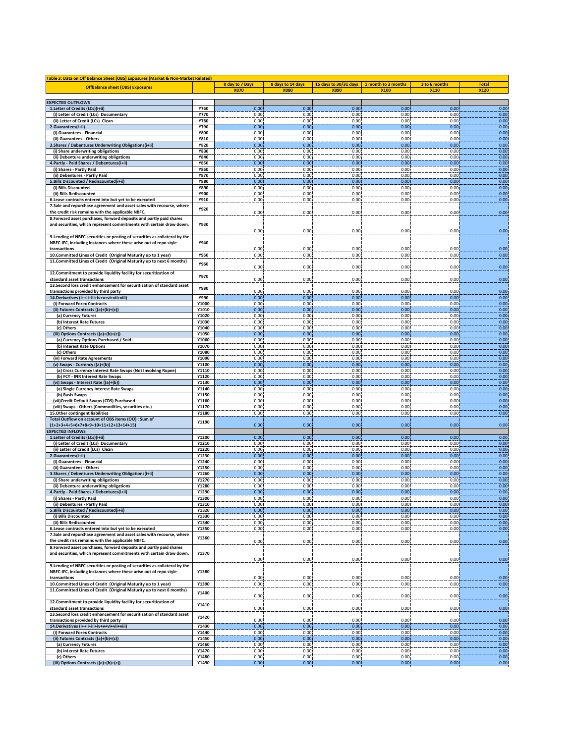| Table 3: Data on Off Balance Sheet (OBS) Exposures (Market & Non-Market Related) | | | | | | | |
|---|---|---|---|---|---|---|---|
| Offbalance sheet (OBS) Exposures | | 0 day to 7 Days | 8 days to 14 days | 15 days to 30/31 days | 1 month to 3 months | 3 to 6 months | Total |
| | | X070 | X080 | X090 | X100 | X110 | X120 |
| **EXPECTED OUTFLOWS** | | | | | | | |
| 1.Letter of Credits (LCs)(i+ii) | Y760 | 0.00 | 0.00 | 0.00 | 0.00 | 0.00 | 0.00 |
| (i) Letter of Credit (LCs) Documentary | Y770 | 0.00 | 0.00 | 0.00 | 0.00 | 0.00 | 0.00 |
| (ii) Letter of Credit (LCs) Clean | Y780 | 0.00 | 0.00 | 0.00 | 0.00 | 0.00 | 0.00 |
| 2.Guarantees(i+ii) | Y790 | 0.00 | 0.00 | 0.00 | 0.00 | 0.00 | 0.00 |
| (i) Guarantees - Financial | Y800 | 0.00 | 0.00 | 0.00 | 0.00 | 0.00 | 0.00 |
| (ii) Guarantees - Others | Y810 | 0.00 | 0.00 | 0.00 | 0.00 | 0.00 | 0.00 |
| 3.Shares / Debentures Underwriting Obligations(i+ii) | Y820 | 0.00 | 0.00 | 0.00 | 0.00 | 0.00 | 0.00 |
| (i) Share underwriting obligations | Y830 | 0.00 | 0.00 | 0.00 | 0.00 | 0.00 | 0.00 |
| (ii) Debenture underwriting obligations | Y840 | 0.00 | 0.00 | 0.00 | 0.00 | 0.00 | 0.00 |
| 4.Partly - Paid Shares / Debentures(i+ii) | Y850 | 0.00 | 0.00 | 0.00 | 0.00 | 0.00 | 0.00 |
| (i) Shares - Partly Paid | Y860 | 0.00 | 0.00 | 0.00 | 0.00 | 0.00 | 0.00 |
| (ii) Debentures - Partly Paid | Y870 | 0.00 | 0.00 | 0.00 | 0.00 | 0.00 | 0.00 |
| 5.Bills Discounted / Rediscounted(i+ii) | Y880 | 0.00 | 0.00 | 0.00 | 0.00 | 0.00 | 0.00 |
| (i) Bills Discounted | Y890 | 0.00 | 0.00 | 0.00 | 0.00 | 0.00 | 0.00 |
| (ii) Bills Rediscounted | Y900 | 0.00 | 0.00 | 0.00 | 0.00 | 0.00 | 0.00 |
| 6.Lease contracts entered into but yet to be executed | Y910 | 0.00 | 0.00 | 0.00 | 0.00 | 0.00 | 0.00 |
| 7.Sale and repurchase agreement and asset sales with recourse, where the credit risk remains with the applicable NBFC. | Y920 | 0.00 | 0.00 | 0.00 | 0.00 | 0.00 | 0.00 |
| 8.Forward asset purchases, forward deposits and partly paid shares and securities, which represent commitments with certain draw down. | Y930 | 0.00 | 0.00 | 0.00 | 0.00 | 0.00 | 0.00 |
| 9.Lending of NBFC securities or posting of securities as collateral by the NBFC-IFC, including instances where these arise out of repo style transactions | Y940 | 0.00 | 0.00 | 0.00 | 0.00 | 0.00 | 0.00 |
| 10.Committed Lines of Credit (Original Maturity up to 1 year) | Y950 | 0.00 | 0.00 | 0.00 | 0.00 | 0.00 | 0.00 |
| 11.Committed Lines of Credit (Original Maturity up to next 6 months) | Y960 | 0.00 | 0.00 | 0.00 | 0.00 | 0.00 | 0.00 |
| 12.Commitment to provide liquidity facility for securitization of standard asset transactions | Y970 | 0.00 | 0.00 | 0.00 | 0.00 | 0.00 | 0.00 |
| 13.Second loss credit enhancement for securitization of standard asset transactions provided by third party | Y980 | 0.00 | 0.00 | 0.00 | 0.00 | 0.00 | 0.00 |
| 14.Derivatives (i+ii+iii+iv+v+vi+vii+viii) | Y990 | 0.00 | 0.00 | 0.00 | 0.00 | 0.00 | 0.00 |
| (i) Forward Forex Contracts | Y1000 | 0.00 | 0.00 | 0.00 | 0.00 | 0.00 | 0.00 |
| (ii) Futures Contracts ((a)+(b)+(c)) | Y1010 | 0.00 | 0.00 | 0.00 | 0.00 | 0.00 | 0.00 |
| (a) Currency Futures | Y1020 | 0.00 | 0.00 | 0.00 | 0.00 | 0.00 | 0.00 |
| (b) Interest Rate Futures | Y1030 | 0.00 | 0.00 | 0.00 | 0.00 | 0.00 | 0.00 |
| (c) Others | Y1040 | 0.00 | 0.00 | 0.00 | 0.00 | 0.00 | 0.00 |
| (iii) Options Contracts ((a)+(b)+(c)) | Y1050 | 0.00 | 0.00 | 0.00 | 0.00 | 0.00 | 0.00 |
| (a) Currency Options Purchased / Sold | Y1060 | 0.00 | 0.00 | 0.00 | 0.00 | 0.00 | 0.00 |
| (b) Interest Rate Options | Y1070 | 0.00 | 0.00 | 0.00 | 0.00 | 0.00 | 0.00 |
| (c) Others | Y1080 | 0.00 | 0.00 | 0.00 | 0.00 | 0.00 | 0.00 |
| (iv) Forward Rate Agreements | Y1090 | 0.00 | 0.00 | 0.00 | 0.00 | 0.00 | 0.00 |
| (v) Swaps - Currency ((a)+(b)) | Y1100 | 0.00 | 0.00 | 0.00 | 0.00 | 0.00 | 0.00 |
| (a) Cross Currency Interest Rate Swaps (Not Involving Rupee) | Y1110 | 0.00 | 0.00 | 0.00 | 0.00 | 0.00 | 0.00 |
| (b) FCY - INR Interest Rate Swaps | Y1120 | 0.00 | 0.00 | 0.00 | 0.00 | 0.00 | 0.00 |
| (vi) Swaps - Interest Rate ((a)+(b)) | Y1130 | 0.00 | 0.00 | 0.00 | 0.00 | 0.00 | 0.00 |
| (a) Single Currency Interest Rate Swaps | Y1140 | 0.00 | 0.00 | 0.00 | 0.00 | 0.00 | 0.00 |
| (b) Basis Swaps | Y1150 | 0.00 | 0.00 | 0.00 | 0.00 | 0.00 | 0.00 |
| (vii)Credit Default Swaps (CDS) Purchased | Y1160 | 0.00 | 0.00 | 0.00 | 0.00 | 0.00 | 0.00 |
| (viii) Swaps - Others (Commodities, securities etc.) | Y1170 | 0.00 | 0.00 | 0.00 | 0.00 | 0.00 | 0.00 |
| 15.Other contingent liabilities | Y1180 | 0.00 | 0.00 | 0.00 | 0.00 | 0.00 | 0.00 |
| Total Outflow on account of OBS items (OO) : Sum of (1+2+3+4+5+6+7+8+9+10+11+12+13+14+15) | Y1190 | 0.00 | 0.00 | 0.00 | 0.00 | 0.00 | 0.00 |
| **EXPECTED INFLOWS** | | | | | | | |
| 1.Letter of Credits (LCs)(i+ii) | Y1200 | 0.00 | 0.00 | 0.00 | 0.00 | 0.00 | 0.00 |
| (i) Letter of Credit (LCs) Documentary | Y1210 | 0.00 | 0.00 | 0.00 | 0.00 | 0.00 | 0.00 |
| (ii) Letter of Credit (LCs) Clean | Y1220 | 0.00 | 0.00 | 0.00 | 0.00 | 0.00 | 0.00 |
| 2.Guarantees(i+ii) | Y1230 | 0.00 | 0.00 | 0.00 | 0.00 | 0.00 | 0.00 |
| (i) Guarantees - Financial | Y1240 | 0.00 | 0.00 | 0.00 | 0.00 | 0.00 | 0.00 |
| (ii) Guarantees - Others | Y1250 | 0.00 | 0.00 | 0.00 | 0.00 | 0.00 | 0.00 |
| 3.Shares / Debentures Underwriting Obligations(i+ii) | Y1260 | 0.00 | 0.00 | 0.00 | 0.00 | 0.00 | 0.00 |
| (i) Share underwriting obligations | Y1270 | 0.00 | 0.00 | 0.00 | 0.00 | 0.00 | 0.00 |
| (ii) Debenture underwriting obligations | Y1280 | 0.00 | 0.00 | 0.00 | 0.00 | 0.00 | 0.00 |
| 4.Partly - Paid Shares / Debentures(i+ii) | Y1290 | 0.00 | 0.00 | 0.00 | 0.00 | 0.00 | 0.00 |
| (i) Shares - Partly Paid | Y1300 | 0.00 | 0.00 | 0.00 | 0.00 | 0.00 | 0.00 |
| (ii) Debentures - Partly Paid | Y1310 | 0.00 | 0.00 | 0.00 | 0.00 | 0.00 | 0.00 |
| 5.Bills Discounted / Rediscounted(i+ii) | Y1320 | 0.00 | 0.00 | 0.00 | 0.00 | 0.00 | 0.00 |
| (i) Bills Discounted | Y1330 | 0.00 | 0.00 | 0.00 | 0.00 | 0.00 | 0.00 |
| (ii) Bills Rediscounted | Y1340 | 0.00 | 0.00 | 0.00 | 0.00 | 0.00 | 0.00 |
| 6.Lease contracts entered into but yet to be executed | Y1350 | 0.00 | 0.00 | 0.00 | 0.00 | 0.00 | 0.00 |
| 7.Sale and repurchase agreement and asset sales with recourse, where the credit risk remains with the applicable NBFC. | Y1360 | 0.00 | 0.00 | 0.00 | 0.00 | 0.00 | 0.00 |
| 8.Forward asset purchases, forward deposits and partly paid shares and securities, which represent commitments with certain draw down. | Y1370 | 0.00 | 0.00 | 0.00 | 0.00 | 0.00 | 0.00 |
| 9.Lending of NBFC securities or posting of securities as collateral by the NBFC-IFC, including instances where these arise out of repo style transactions | Y1380 | 0.00 | 0.00 | 0.00 | 0.00 | 0.00 | 0.00 |
| 10.Committed Lines of Credit (Original Maturity up to 1 year) | Y1390 | 0.00 | 0.00 | 0.00 | 0.00 | 0.00 | 0.00 |
| 11.Committed Lines of Credit (Original Maturity up to next 6 months) | Y1400 | 0.00 | 0.00 | 0.00 | 0.00 | 0.00 | 0.00 |
| 12.Commitment to provide liquidity facility for securitization of standard asset transactions | Y1410 | 0.00 | 0.00 | 0.00 | 0.00 | 0.00 | 0.00 |
| 13.Second loss credit enhancement for securitization of standard asset transactions provided by third party | Y1420 | 0.00 | 0.00 | 0.00 | 0.00 | 0.00 | 0.00 |
| 14.Derivatives (i+ii+iii+iv+v+vi+vii+viii) | Y1430 | 0.00 | 0.00 | 0.00 | 0.00 | 0.00 | 0.00 |
| (i) Forward Forex Contracts | Y1440 | 0.00 | 0.00 | 0.00 | 0.00 | 0.00 | 0.00 |
| (ii) Futures Contracts ((a)+(b)+(c)) | Y1450 | 0.00 | 0.00 | 0.00 | 0.00 | 0.00 | 0.00 |
| (a) Currency Futures | Y1460 | 0.00 | 0.00 | 0.00 | 0.00 | 0.00 | 0.00 |
| (b) Interest Rate Futures | Y1470 | 0.00 | 0.00 | 0.00 | 0.00 | 0.00 | 0.00 |
| (c) Others | Y1480 | 0.00 | 0.00 | 0.00 | 0.00 | 0.00 | 0.00 |
| (iii) Options Contracts ((a)+(b)+(c)) | Y1490 | 0.00 | 0.00 | 0.00 | 0.00 | 0.00 | 0.00 |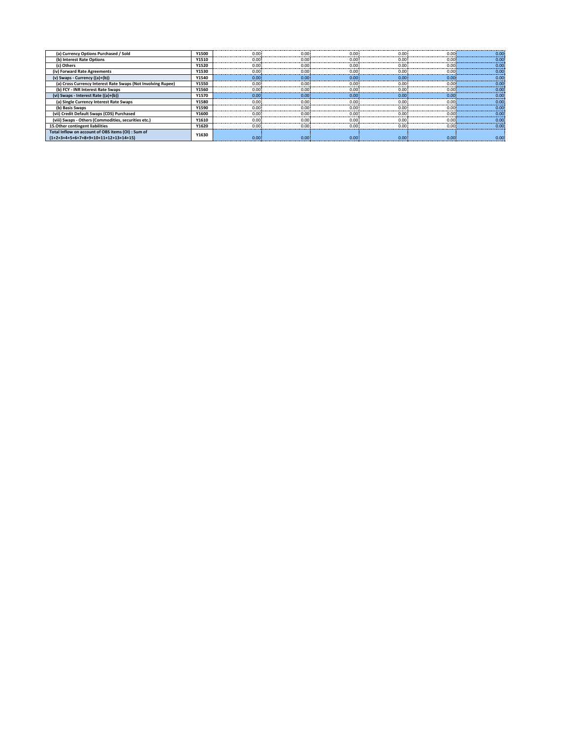| | | | | | | | |
|---|---|---|---|---|---|---|---|
| (a) Currency Options Purchased / Sold | Y1500 | 0.00 | 0.00 | 0.00 | 0.00 | 0.00 | 0.00 |
| (b) Interest Rate Options | Y1510 | 0.00 | 0.00 | 0.00 | 0.00 | 0.00 | 0.00 |
| (c) Others | Y1520 | 0.00 | 0.00 | 0.00 | 0.00 | 0.00 | 0.00 |
| (iv) Forward Rate Agreements | Y1530 | 0.00 | 0.00 | 0.00 | 0.00 | 0.00 | 0.00 |
| (v) Swaps - Currency ((a)+(b)) | Y1540 | 0.00 | 0.00 | 0.00 | 0.00 | 0.00 | 0.00 |
| (a) Cross Currency Interest Rate Swaps (Not Involving Rupee) | Y1550 | 0.00 | 0.00 | 0.00 | 0.00 | 0.00 | 0.00 |
| (b) FCY - INR Interest Rate Swaps | Y1560 | 0.00 | 0.00 | 0.00 | 0.00 | 0.00 | 0.00 |
| (vi) Swaps - Interest Rate ((a)+(b)) | Y1570 | 0.00 | 0.00 | 0.00 | 0.00 | 0.00 | 0.00 |
| (a) Single Currency Interest Rate Swaps | Y1580 | 0.00 | 0.00 | 0.00 | 0.00 | 0.00 | 0.00 |
| (b) Basis Swaps | Y1590 | 0.00 | 0.00 | 0.00 | 0.00 | 0.00 | 0.00 |
| (vii) Credit Default Swaps (CDS) Purchased | Y1600 | 0.00 | 0.00 | 0.00 | 0.00 | 0.00 | 0.00 |
| (viii) Swaps - Others (Commodities, securities etc.) | Y1610 | 0.00 | 0.00 | 0.00 | 0.00 | 0.00 | 0.00 |
| 15.Other contingent liabilities | Y1620 | 0.00 | 0.00 | 0.00 | 0.00 | 0.00 | 0.00 |
| Total Inflow on account of OBS items (OI) : Sum of (1+2+3+4+5+6+7+8+9+10+11+12+13+14+15) | Y1630 | 0.00 | 0.00 | 0.00 | 0.00 | 0.00 | 0.00 |